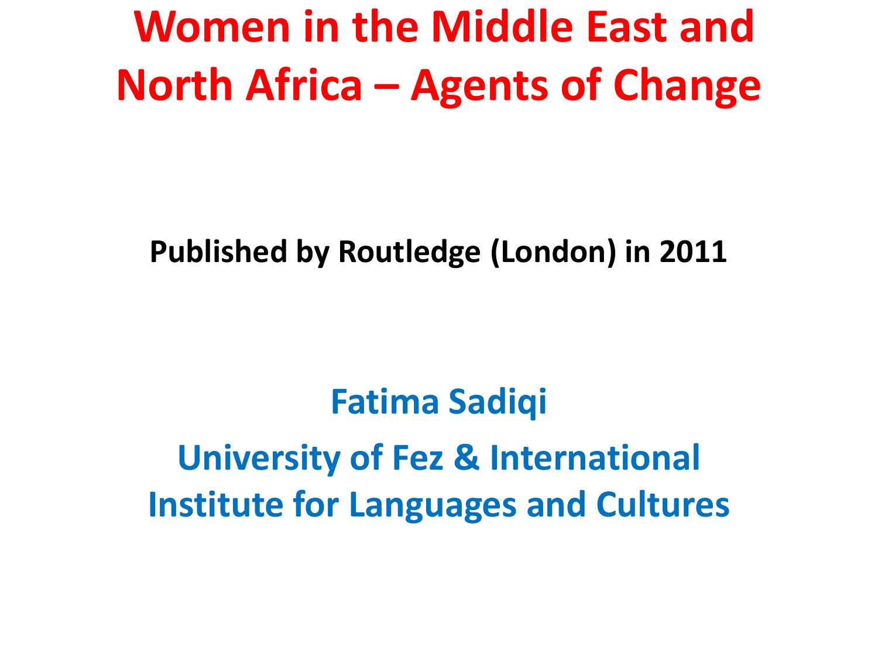# Women in the Middle East and North Africa – Agents of Change

**Published by Routledge (London) in 2011**

**Fatima Sadiqi**

**University of Fez & International Institute for Languages and Cultures**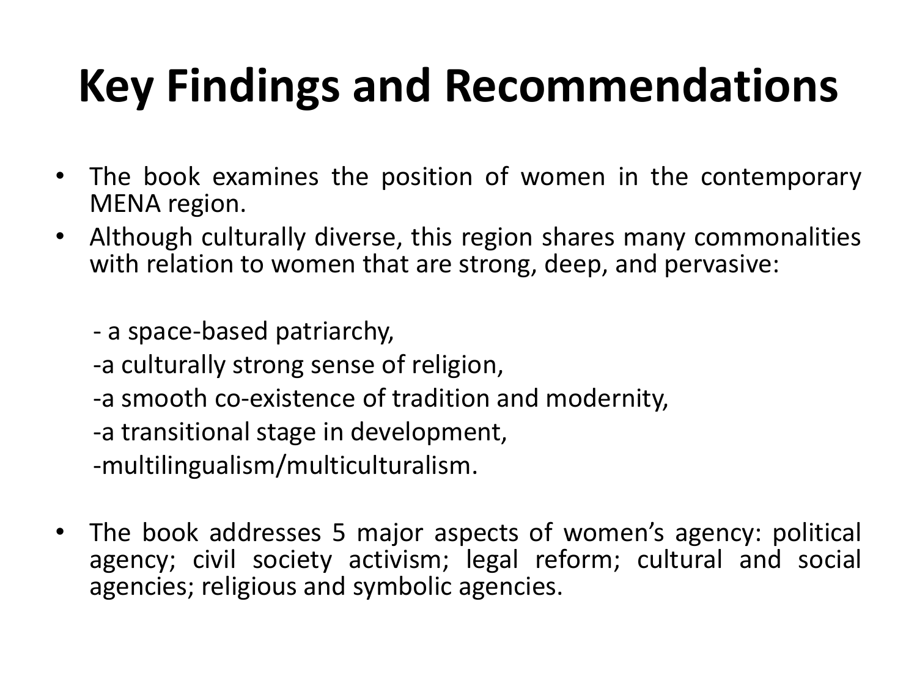# Key Findings and Recommendations

- The book examines the position of women in the contemporary MENA region.
- Although culturally diverse, this region shares many commonalities with relation to women that are strong, deep, and pervasive:

  - a space-based patriarchy,
  - a culturally strong sense of religion,
  - a smooth co-existence of tradition and modernity,
  - a transitional stage in development,
  - multilingualism/multiculturalism.

- The book addresses 5 major aspects of women's agency: political agency; civil society activism; legal reform; cultural and social agencies; religious and symbolic agencies.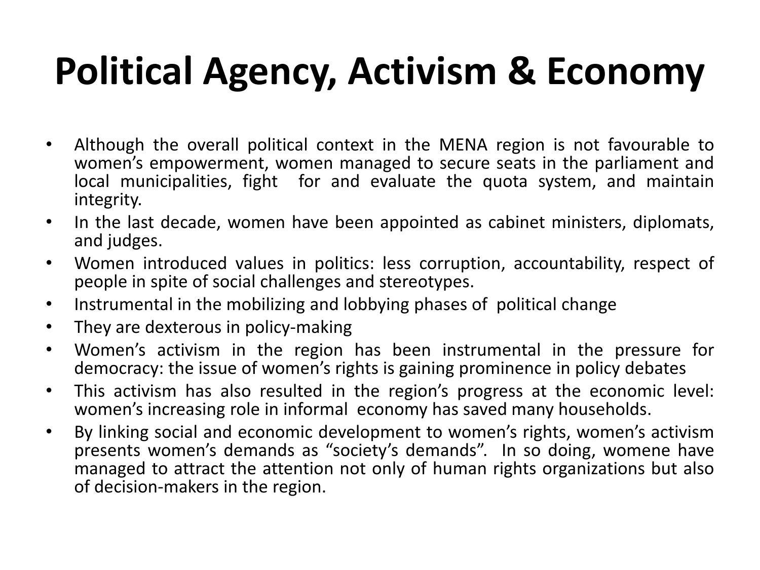# Political Agency, Activism & Economy

- Although the overall political context in the MENA region is not favourable to women's empowerment, women managed to secure seats in the parliament and local municipalities, fight for and evaluate the quota system, and maintain integrity.
- In the last decade, women have been appointed as cabinet ministers, diplomats, and judges.
- Women introduced values in politics: less corruption, accountability, respect of people in spite of social challenges and stereotypes.
- Instrumental in the mobilizing and lobbying phases of political change
- They are dexterous in policy-making
- Women's activism in the region has been instrumental in the pressure for democracy: the issue of women's rights is gaining prominence in policy debates
- This activism has also resulted in the region's progress at the economic level: women's increasing role in informal economy has saved many households.
- By linking social and economic development to women's rights, women's activism presents women's demands as "society's demands". In so doing, womene have managed to attract the attention not only of human rights organizations but also of decision-makers in the region.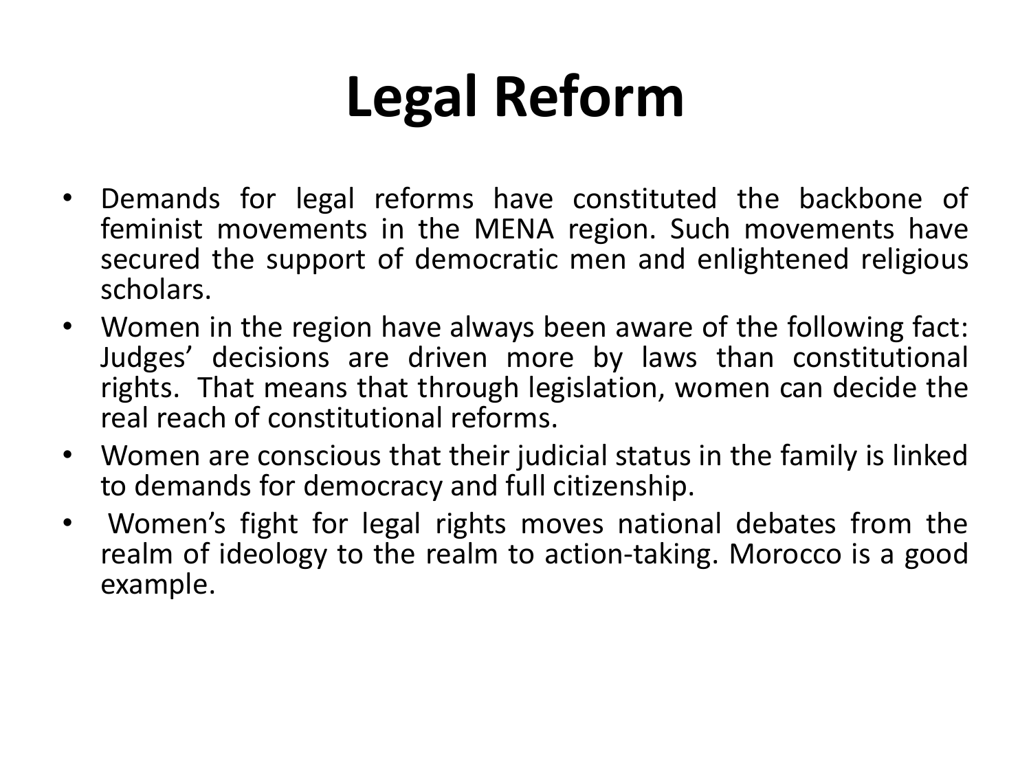# Legal Reform

- Demands for legal reforms have constituted the backbone of feminist movements in the MENA region. Such movements have secured the support of democratic men and enlightened religious scholars.
- Women in the region have always been aware of the following fact: Judges' decisions are driven more by laws than constitutional rights. That means that through legislation, women can decide the real reach of constitutional reforms.
- Women are conscious that their judicial status in the family is linked to demands for democracy and full citizenship.
- Women's fight for legal rights moves national debates from the realm of ideology to the realm to action-taking. Morocco is a good example.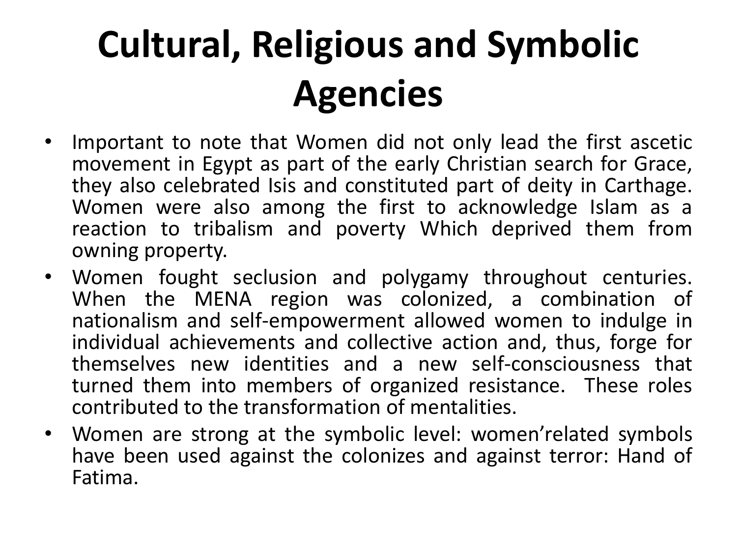# Cultural, Religious and Symbolic Agencies

- Important to note that Women did not only lead the first ascetic movement in Egypt as part of the early Christian search for Grace, they also celebrated Isis and constituted part of deity in Carthage. Women were also among the first to acknowledge Islam as a reaction to tribalism and poverty Which deprived them from owning property.
- Women fought seclusion and polygamy throughout centuries. When the MENA region was colonized, a combination of nationalism and self-empowerment allowed women to indulge in individual achievements and collective action and, thus, forge for themselves new identities and a new self-consciousness that turned them into members of organized resistance. These roles contributed to the transformation of mentalities.
- Women are strong at the symbolic level: women'related symbols have been used against the colonizes and against terror: Hand of Fatima.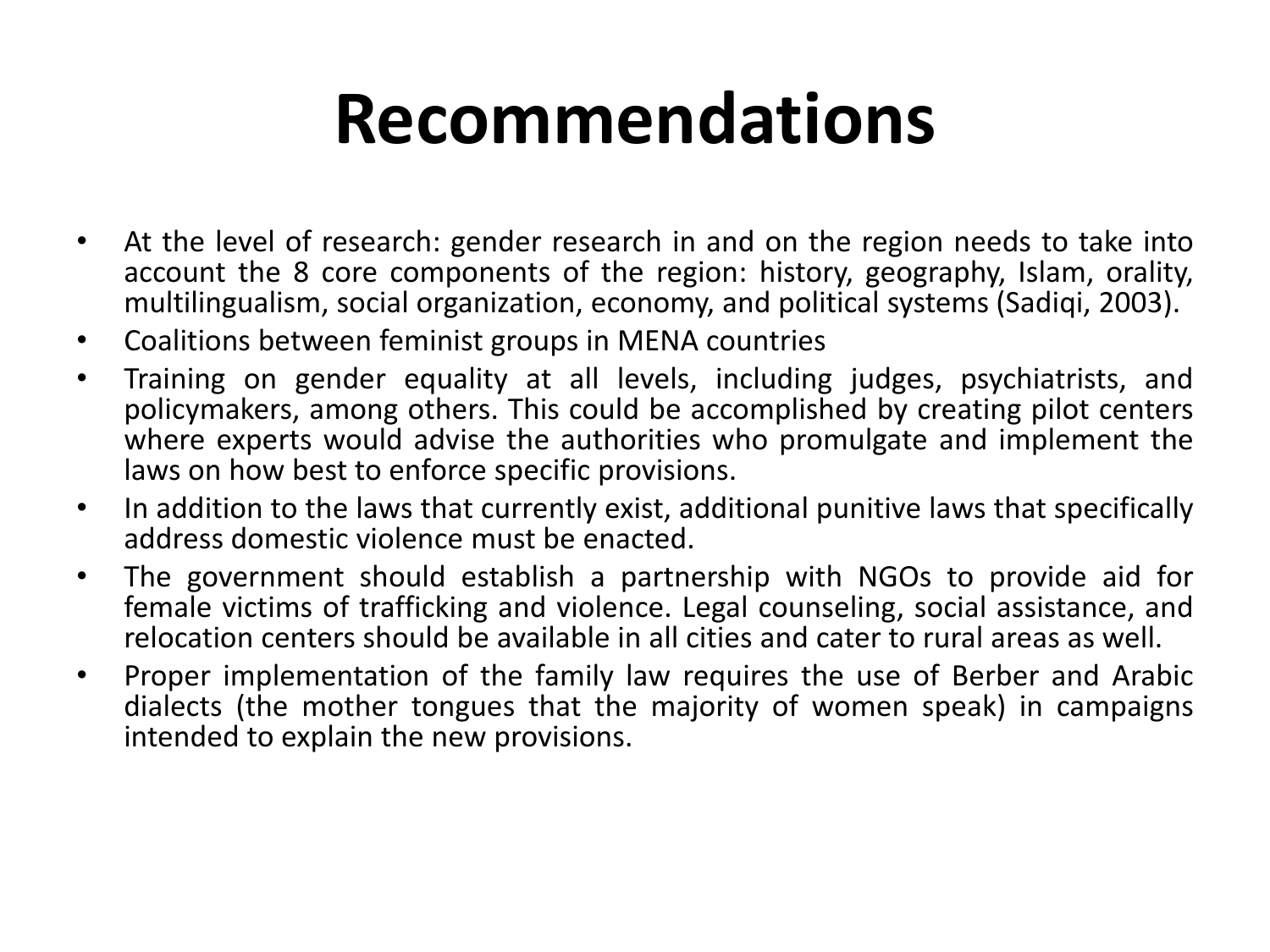# Recommendations

- At the level of research: gender research in and on the region needs to take into account the 8 core components of the region: history, geography, Islam, orality, multilingualism, social organization, economy, and political systems (Sadiqi, 2003).
- Coalitions between feminist groups in MENA countries
- Training on gender equality at all levels, including judges, psychiatrists, and policymakers, among others. This could be accomplished by creating pilot centers where experts would advise the authorities who promulgate and implement the laws on how best to enforce specific provisions.
- In addition to the laws that currently exist, additional punitive laws that specifically address domestic violence must be enacted.
- The government should establish a partnership with NGOs to provide aid for female victims of trafficking and violence. Legal counseling, social assistance, and relocation centers should be available in all cities and cater to rural areas as well.
- Proper implementation of the family law requires the use of Berber and Arabic dialects (the mother tongues that the majority of women speak) in campaigns intended to explain the new provisions.